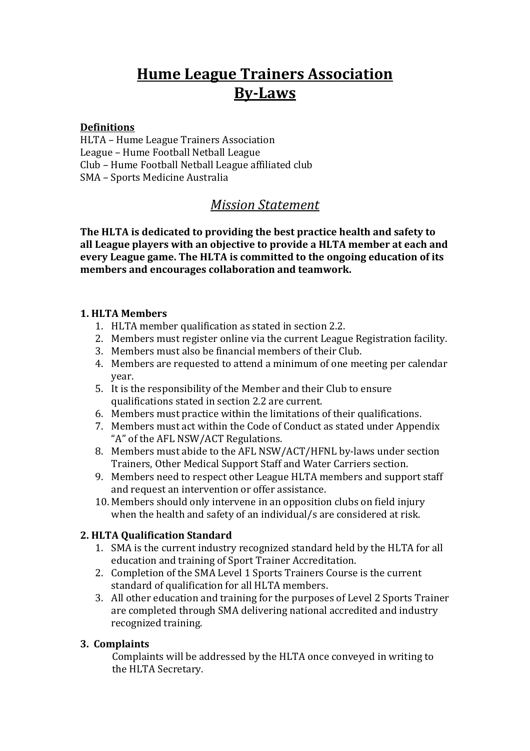# Hume League Trainers Association
# By-Laws

**Definitions**

HLTA – Hume League Trainers Association
League – Hume Football Netball League
Club – Hume Football Netball League affiliated club
SMA – Sports Medicine Australia

## *Mission Statement*

**The HLTA is dedicated to providing the best practice health and safety to all League players with an objective to provide a HLTA member at each and every League game. The HLTA is committed to the ongoing education of its members and encourages collaboration and teamwork.**

### 1. HLTA Members

1. HLTA member qualification as stated in section 2.2.
2. Members must register online via the current League Registration facility.
3. Members must also be financial members of their Club.
4. Members are requested to attend a minimum of one meeting per calendar year.
5. It is the responsibility of the Member and their Club to ensure qualifications stated in section 2.2 are current.
6. Members must practice within the limitations of their qualifications.
7. Members must act within the Code of Conduct as stated under Appendix "A" of the AFL NSW/ACT Regulations.
8. Members must abide to the AFL NSW/ACT/HFNL by-laws under section Trainers, Other Medical Support Staff and Water Carriers section.
9. Members need to respect other League HLTA members and support staff and request an intervention or offer assistance.
10. Members should only intervene in an opposition clubs on field injury when the health and safety of an individual/s are considered at risk.

### 2. HLTA Qualification Standard

1. SMA is the current industry recognized standard held by the HLTA for all education and training of Sport Trainer Accreditation.
2. Completion of the SMA Level 1 Sports Trainers Course is the current standard of qualification for all HLTA members.
3. All other education and training for the purposes of Level 2 Sports Trainer are completed through SMA delivering national accredited and industry recognized training.

### 3. Complaints

Complaints will be addressed by the HLTA once conveyed in writing to the HLTA Secretary.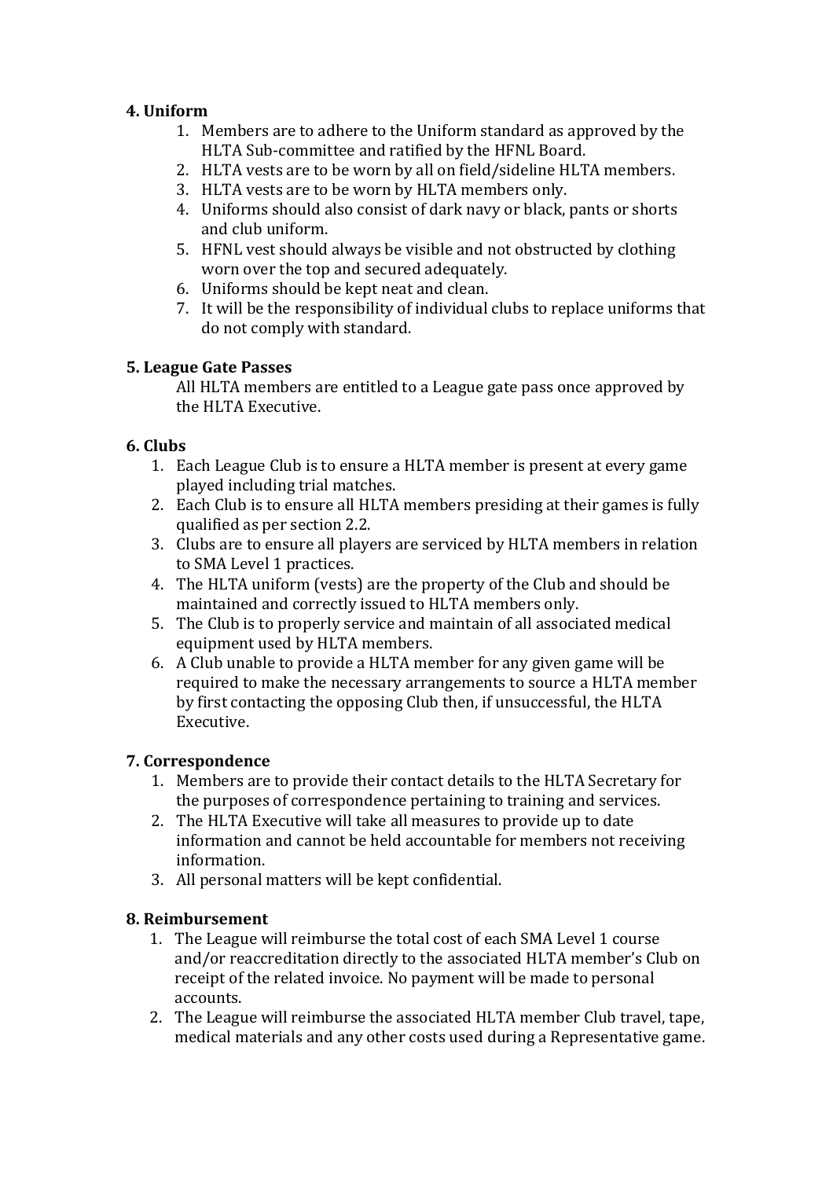**4. Uniform**

1. Members are to adhere to the Uniform standard as approved by the HLTA Sub-committee and ratified by the HFNL Board.
2. HLTA vests are to be worn by all on field/sideline HLTA members.
3. HLTA vests are to be worn by HLTA members only.
4. Uniforms should also consist of dark navy or black, pants or shorts and club uniform.
5. HFNL vest should always be visible and not obstructed by clothing worn over the top and secured adequately.
6. Uniforms should be kept neat and clean.
7. It will be the responsibility of individual clubs to replace uniforms that do not comply with standard.

**5. League Gate Passes**

All HLTA members are entitled to a League gate pass once approved by the HLTA Executive.

**6. Clubs**

1. Each League Club is to ensure a HLTA member is present at every game played including trial matches.
2. Each Club is to ensure all HLTA members presiding at their games is fully qualified as per section 2.2.
3. Clubs are to ensure all players are serviced by HLTA members in relation to SMA Level 1 practices.
4. The HLTA uniform (vests) are the property of the Club and should be maintained and correctly issued to HLTA members only.
5. The Club is to properly service and maintain of all associated medical equipment used by HLTA members.
6. A Club unable to provide a HLTA member for any given game will be required to make the necessary arrangements to source a HLTA member by first contacting the opposing Club then, if unsuccessful, the HLTA Executive.

**7. Correspondence**

1. Members are to provide their contact details to the HLTA Secretary for the purposes of correspondence pertaining to training and services.
2. The HLTA Executive will take all measures to provide up to date information and cannot be held accountable for members not receiving information.
3. All personal matters will be kept confidential.

**8. Reimbursement**

1. The League will reimburse the total cost of each SMA Level 1 course and/or reaccreditation directly to the associated HLTA member's Club on receipt of the related invoice. No payment will be made to personal accounts.
2. The League will reimburse the associated HLTA member Club travel, tape, medical materials and any other costs used during a Representative game.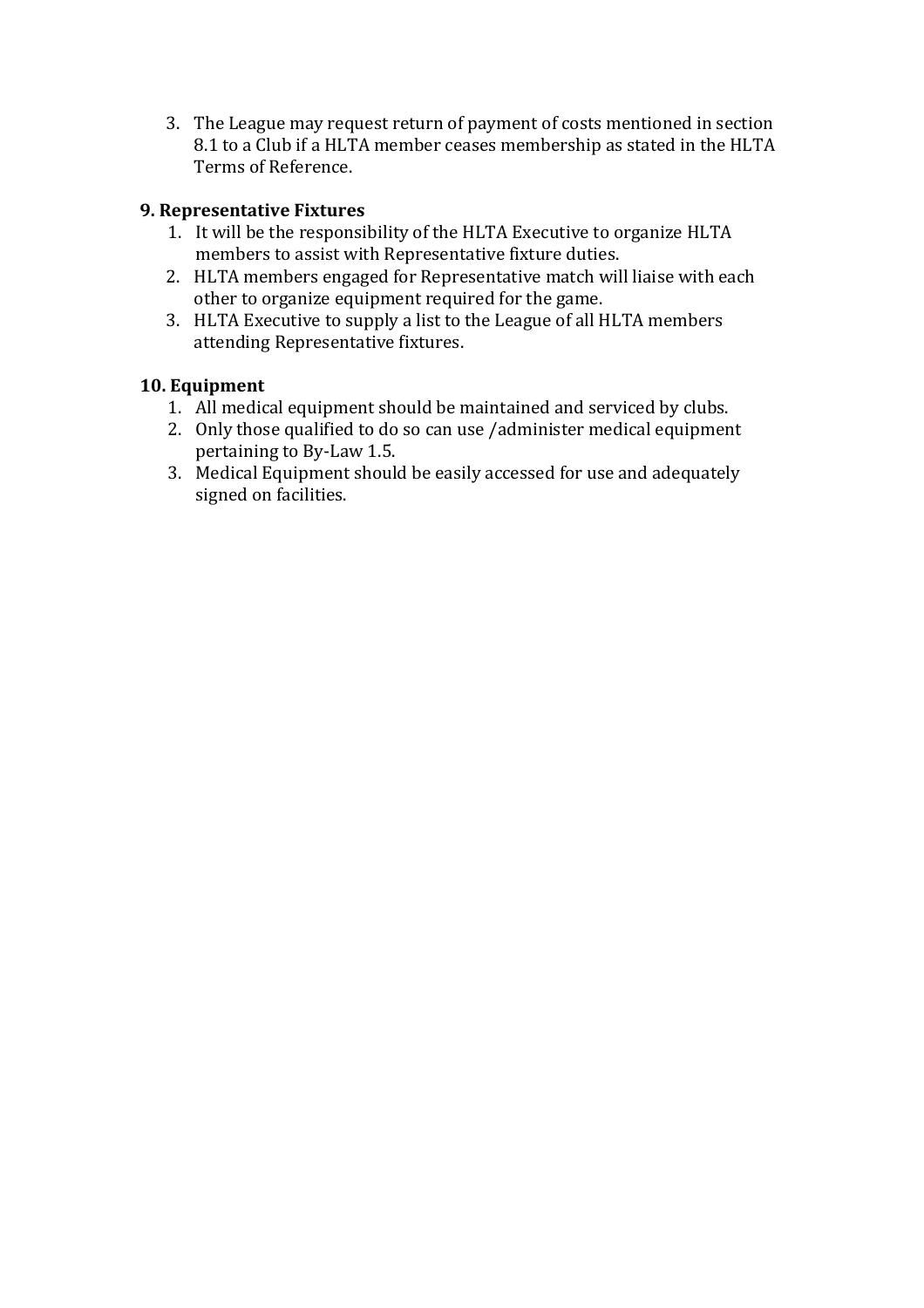3. The League may request return of payment of costs mentioned in section 8.1 to a Club if a HLTA member ceases membership as stated in the HLTA Terms of Reference.

**9. Representative Fixtures**

1. It will be the responsibility of the HLTA Executive to organize HLTA members to assist with Representative fixture duties.
2. HLTA members engaged for Representative match will liaise with each other to organize equipment required for the game.
3. HLTA Executive to supply a list to the League of all HLTA members attending Representative fixtures.

**10. Equipment**

1. All medical equipment should be maintained and serviced by clubs.
2. Only those qualified to do so can use /administer medical equipment pertaining to By-Law 1.5.
3. Medical Equipment should be easily accessed for use and adequately signed on facilities.